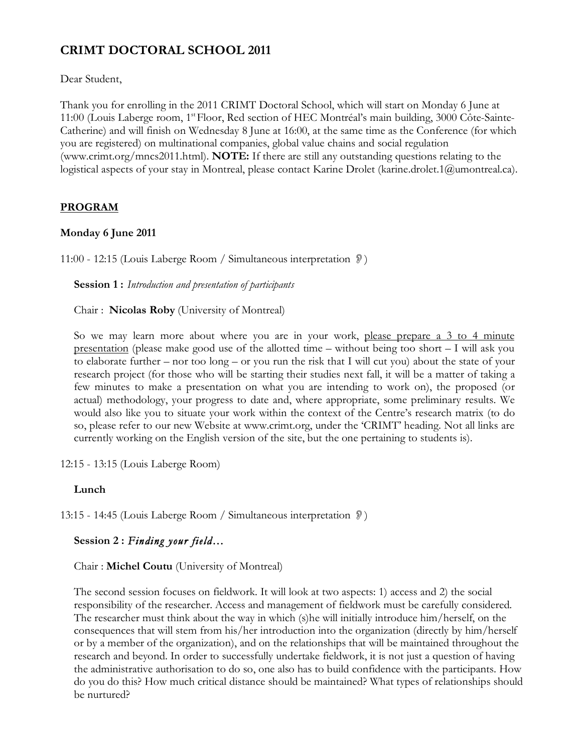# CRIMT DOCTORAL SCHOOL 2011

Dear Student,

Thank you for enrolling in the 2011 CRIMT Doctoral School, which will start on Monday 6 June at 11:00 (Louis Laberge room, 1st Floor, Red section of HEC Montréal's main building, 3000 Côte-Sainte-Catherine) and will finish on Wednesday 8 June at 16:00, at the same time as the Conference (for which you are registered) on multinational companies, global value chains and social regulation (www.crimt.org/mncs2011.html). **NOTE:** If there are still any outstanding questions relating to the logistical aspects of your stay in Montreal, please contact Karine Drolet (karine.drolet.1@umontreal.ca).

## PROGRAM

### Monday 6 June 2011

11:00 - 12:15 (Louis Laberge Room / Simultaneous interpretation 👂)

**Session 1 :** *Introduction and presentation of participants*

Chair : **Nicolas Roby** (University of Montreal)

So we may learn more about where you are in your work, please prepare a 3 to 4 minute presentation (please make good use of the allotted time – without being too short – I will ask you to elaborate further – nor too long – or you run the risk that I will cut you) about the state of your research project (for those who will be starting their studies next fall, it will be a matter of taking a few minutes to make a presentation on what you are intending to work on), the proposed (or actual) methodology, your progress to date and, where appropriate, some preliminary results. We would also like you to situate your work within the context of the Centre's research matrix (to do so, please refer to our new Website at www.crimt.org, under the 'CRIMT' heading. Not all links are currently working on the English version of the site, but the one pertaining to students is).

12:15 - 13:15 (Louis Laberge Room)

**Lunch**

13:15 - 14:45 (Louis Laberge Room / Simultaneous interpretation 👂)

**Session 2 :** *Finding your field…*

Chair : **Michel Coutu** (University of Montreal)

The second session focuses on fieldwork. It will look at two aspects: 1) access and 2) the social responsibility of the researcher. Access and management of fieldwork must be carefully considered. The researcher must think about the way in which (s)he will initially introduce him/herself, on the consequences that will stem from his/her introduction into the organization (directly by him/herself or by a member of the organization), and on the relationships that will be maintained throughout the research and beyond. In order to successfully undertake fieldwork, it is not just a question of having the administrative authorisation to do so, one also has to build confidence with the participants. How do you do this? How much critical distance should be maintained? What types of relationships should be nurtured?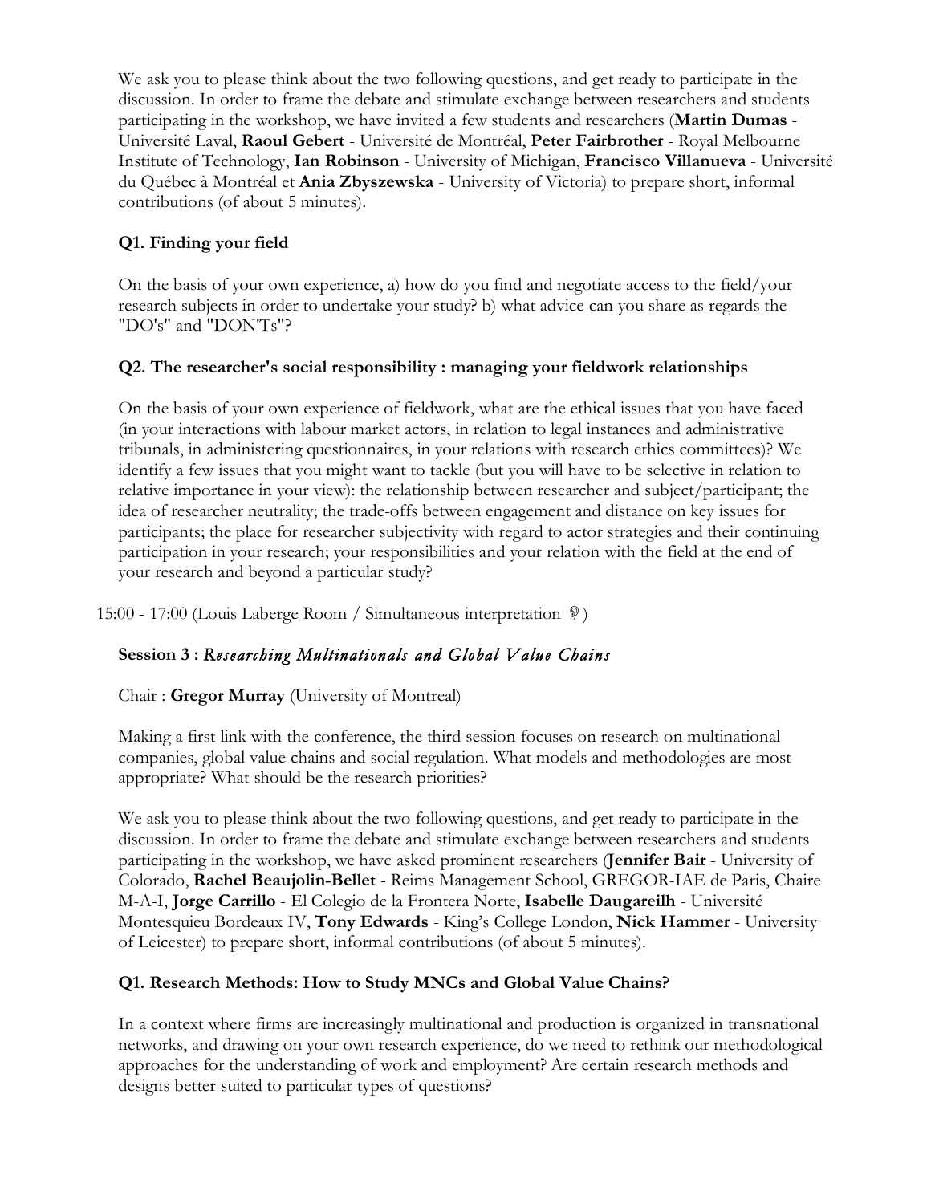We ask you to please think about the two following questions, and get ready to participate in the discussion. In order to frame the debate and stimulate exchange between researchers and students participating in the workshop, we have invited a few students and researchers (**Martin Dumas** - Université Laval, **Raoul Gebert** - Université de Montréal, **Peter Fairbrother** - Royal Melbourne Institute of Technology, **Ian Robinson** - University of Michigan, **Francisco Villanueva** - Université du Québec à Montréal et **Ania Zbyszewska** - University of Victoria) to prepare short, informal contributions (of about 5 minutes).

**Q1. Finding your field**

On the basis of your own experience, a) how do you find and negotiate access to the field/your research subjects in order to undertake your study? b) what advice can you share as regards the "DO's" and "DON'Ts"?

**Q2. The researcher's social responsibility : managing your fieldwork relationships**

On the basis of your own experience of fieldwork, what are the ethical issues that you have faced (in your interactions with labour market actors, in relation to legal instances and administrative tribunals, in administering questionnaires, in your relations with research ethics committees)? We identify a few issues that you might want to tackle (but you will have to be selective in relation to relative importance in your view): the relationship between researcher and subject/participant; the idea of researcher neutrality; the trade-offs between engagement and distance on key issues for participants; the place for researcher subjectivity with regard to actor strategies and their continuing participation in your research; your responsibilities and your relation with the field at the end of your research and beyond a particular study?

15:00 - 17:00 (Louis Laberge Room / Simultaneous interpretation)

**Session 3 :** ***Researching Multinationals and Global Value Chains***

Chair : **Gregor Murray** (University of Montreal)

Making a first link with the conference, the third session focuses on research on multinational companies, global value chains and social regulation. What models and methodologies are most appropriate? What should be the research priorities?

We ask you to please think about the two following questions, and get ready to participate in the discussion. In order to frame the debate and stimulate exchange between researchers and students participating in the workshop, we have asked prominent researchers (**Jennifer Bair** - University of Colorado, **Rachel Beaujolin-Bellet** - Reims Management School, GREGOR-IAE de Paris, Chaire M-A-I, **Jorge Carrillo** - El Colegio de la Frontera Norte, **Isabelle Daugareilh** - Université Montesquieu Bordeaux IV, **Tony Edwards** - King's College London, **Nick Hammer** - University of Leicester) to prepare short, informal contributions (of about 5 minutes).

**Q1. Research Methods: How to Study MNCs and Global Value Chains?**

In a context where firms are increasingly multinational and production is organized in transnational networks, and drawing on your own research experience, do we need to rethink our methodological approaches for the understanding of work and employment? Are certain research methods and designs better suited to particular types of questions?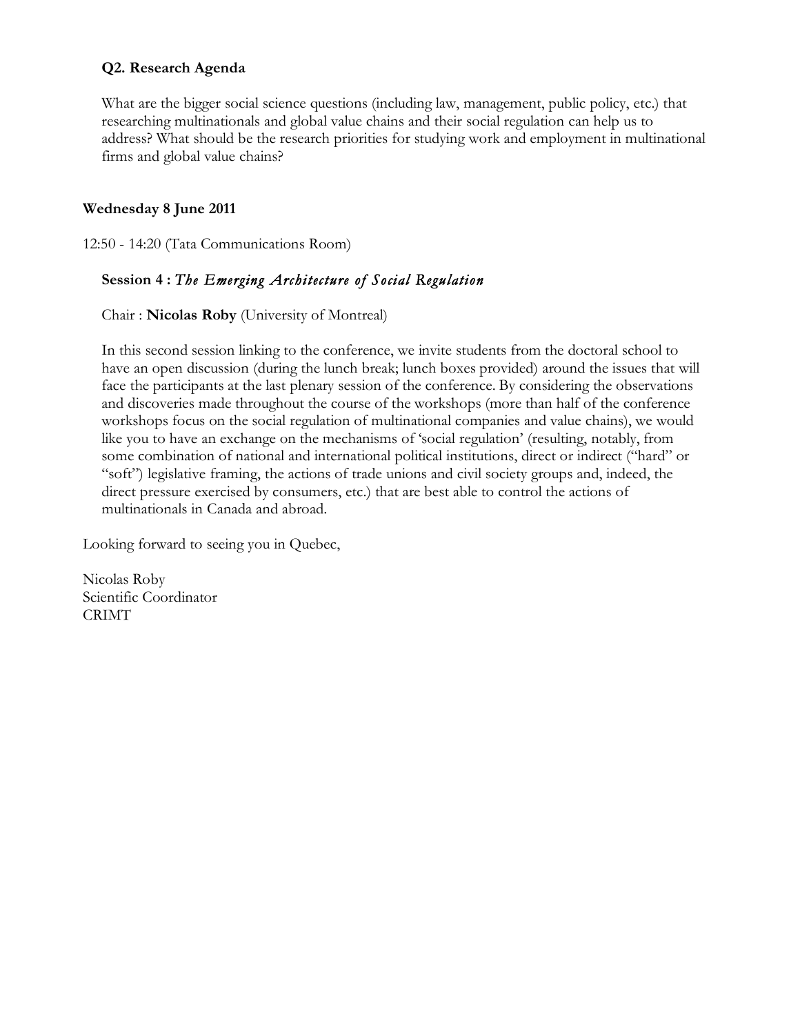**Q2. Research Agenda**

What are the bigger social science questions (including law, management, public policy, etc.) that researching multinationals and global value chains and their social regulation can help us to address? What should be the research priorities for studying work and employment in multinational firms and global value chains?

**Wednesday 8 June 2011**

12:50 - 14:20 (Tata Communications Room)

**Session 4 :** *The Emerging Architecture of Social Regulation*

Chair : **Nicolas Roby** (University of Montreal)

In this second session linking to the conference, we invite students from the doctoral school to have an open discussion (during the lunch break; lunch boxes provided) around the issues that will face the participants at the last plenary session of the conference. By considering the observations and discoveries made throughout the course of the workshops (more than half of the conference workshops focus on the social regulation of multinational companies and value chains), we would like you to have an exchange on the mechanisms of 'social regulation' (resulting, notably, from some combination of national and international political institutions, direct or indirect ("hard" or "soft") legislative framing, the actions of trade unions and civil society groups and, indeed, the direct pressure exercised by consumers, etc.) that are best able to control the actions of multinationals in Canada and abroad.

Looking forward to seeing you in Quebec,

Nicolas Roby
Scientific Coordinator
CRIMT